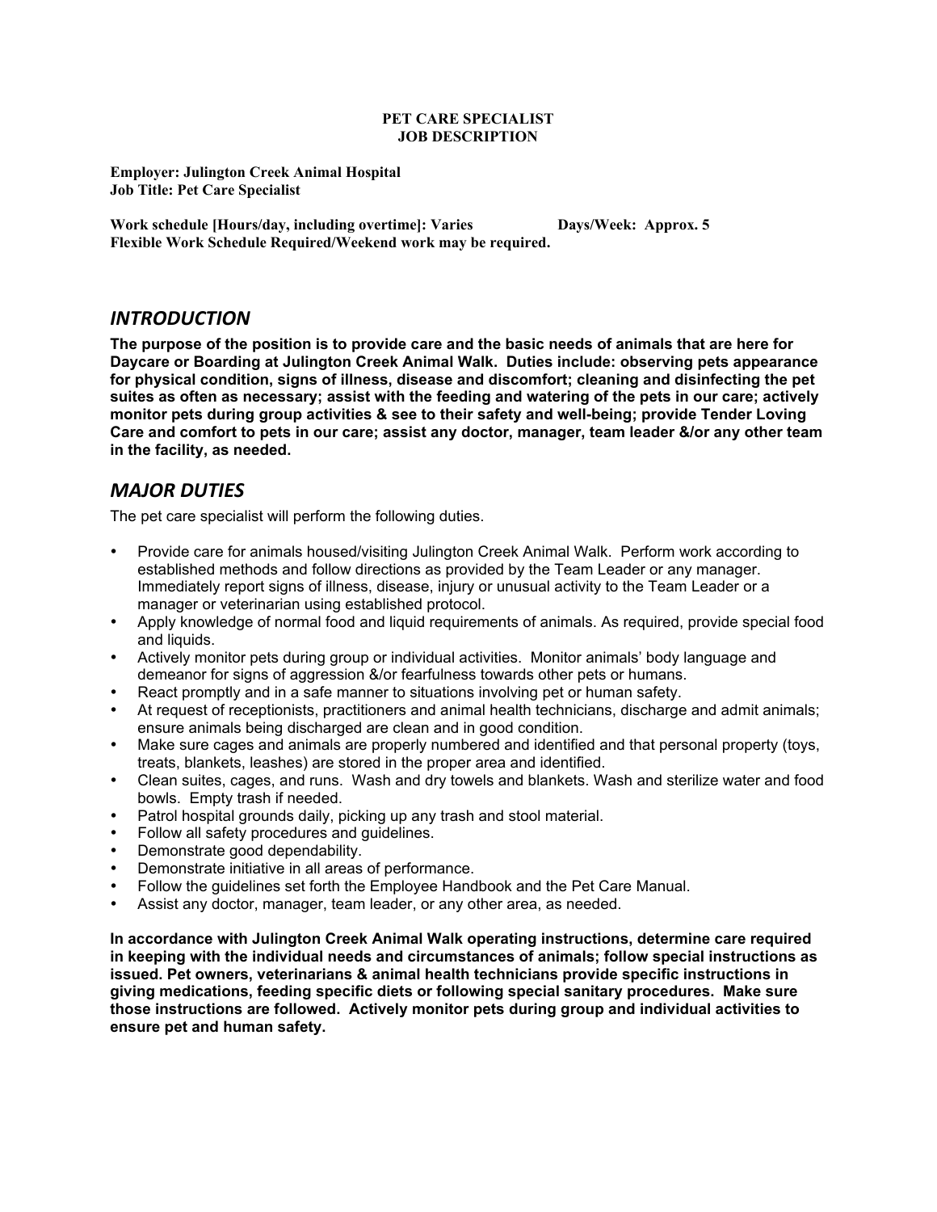**PET CARE SPECIALIST**
**JOB DESCRIPTION**

**Employer: Julington Creek Animal Hospital**
**Job Title: Pet Care Specialist**

**Work schedule [Hours/day, including overtime]: Varies** **Days/Week: Approx. 5**
**Flexible Work Schedule Required/Weekend work may be required.**

## *INTRODUCTION*

**The purpose of the position is to provide care and the basic needs of animals that are here for Daycare or Boarding at Julington Creek Animal Walk. Duties include: observing pets appearance for physical condition, signs of illness, disease and discomfort; cleaning and disinfecting the pet suites as often as necessary; assist with the feeding and watering of the pets in our care; actively monitor pets during group activities & see to their safety and well-being; provide Tender Loving Care and comfort to pets in our care; assist any doctor, manager, team leader &/or any other team in the facility, as needed.**

## *MAJOR DUTIES*

The pet care specialist will perform the following duties.

- Provide care for animals housed/visiting Julington Creek Animal Walk. Perform work according to established methods and follow directions as provided by the Team Leader or any manager. Immediately report signs of illness, disease, injury or unusual activity to the Team Leader or a manager or veterinarian using established protocol.
- Apply knowledge of normal food and liquid requirements of animals. As required, provide special food and liquids.
- Actively monitor pets during group or individual activities. Monitor animals' body language and demeanor for signs of aggression &/or fearfulness towards other pets or humans.
- React promptly and in a safe manner to situations involving pet or human safety.
- At request of receptionists, practitioners and animal health technicians, discharge and admit animals; ensure animals being discharged are clean and in good condition.
- Make sure cages and animals are properly numbered and identified and that personal property (toys, treats, blankets, leashes) are stored in the proper area and identified.
- Clean suites, cages, and runs. Wash and dry towels and blankets. Wash and sterilize water and food bowls. Empty trash if needed.
- Patrol hospital grounds daily, picking up any trash and stool material.
- Follow all safety procedures and guidelines.
- Demonstrate good dependability.
- Demonstrate initiative in all areas of performance.
- Follow the guidelines set forth the Employee Handbook and the Pet Care Manual.
- Assist any doctor, manager, team leader, or any other area, as needed.

**In accordance with Julington Creek Animal Walk operating instructions, determine care required in keeping with the individual needs and circumstances of animals; follow special instructions as issued. Pet owners, veterinarians & animal health technicians provide specific instructions in giving medications, feeding specific diets or following special sanitary procedures. Make sure those instructions are followed. Actively monitor pets during group and individual activities to ensure pet and human safety.**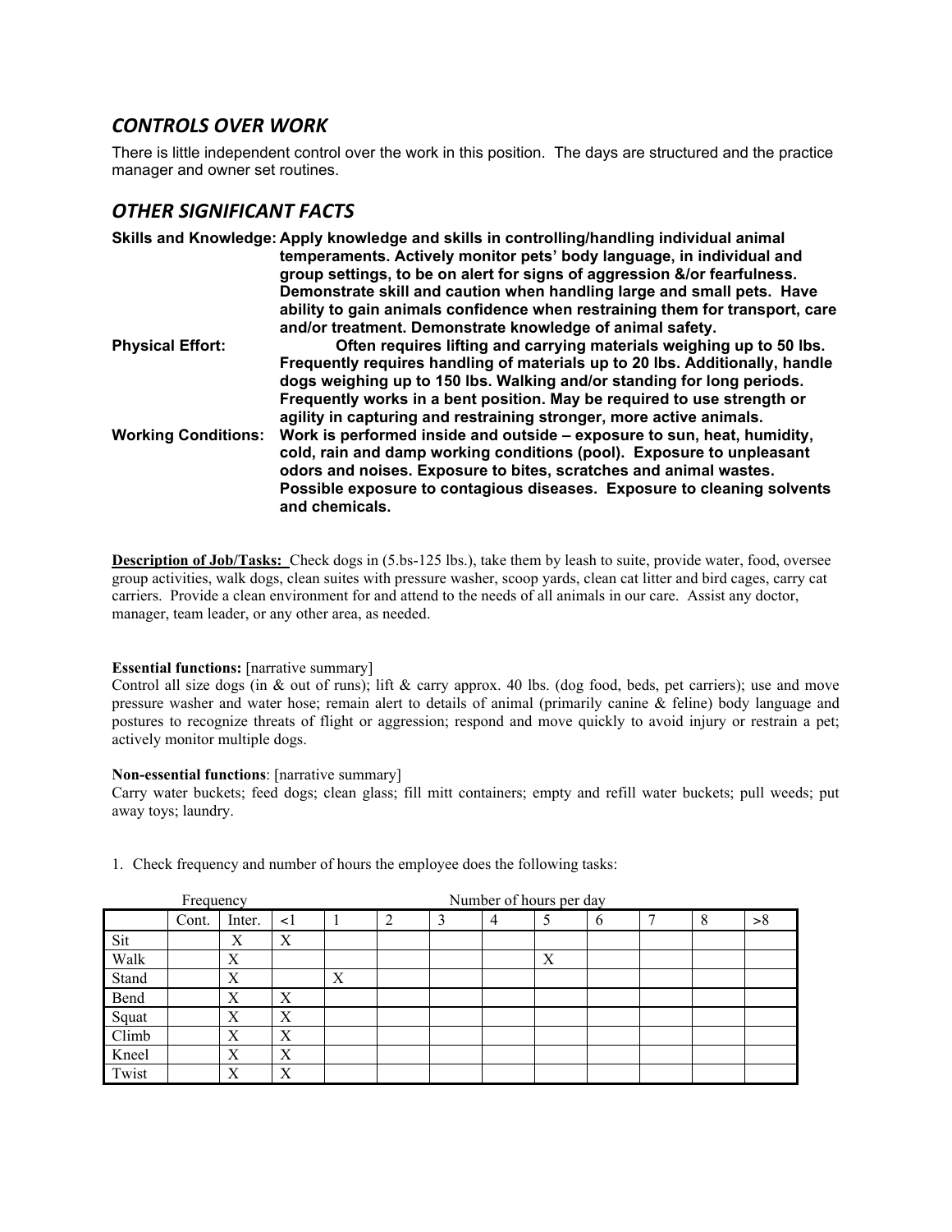## *CONTROLS OVER WORK*

There is little independent control over the work in this position. The days are structured and the practice manager and owner set routines.

## *OTHER SIGNIFICANT FACTS*

**Skills and Knowledge:** **Apply knowledge and skills in controlling/handling individual animal temperaments. Actively monitor pets' body language, in individual and group settings, to be on alert for signs of aggression &/or fearfulness. Demonstrate skill and caution when handling large and small pets. Have ability to gain animals confidence when restraining them for transport, care and/or treatment. Demonstrate knowledge of animal safety.**

**Physical Effort:** **Often requires lifting and carrying materials weighing up to 50 lbs. Frequently requires handling of materials up to 20 lbs. Additionally, handle dogs weighing up to 150 lbs. Walking and/or standing for long periods. Frequently works in a bent position. May be required to use strength or agility in capturing and restraining stronger, more active animals.**

**Working Conditions:** **Work is performed inside and outside – exposure to sun, heat, humidity, cold, rain and damp working conditions (pool). Exposure to unpleasant odors and noises. Exposure to bites, scratches and animal wastes. Possible exposure to contagious diseases. Exposure to cleaning solvents and chemicals.**

**Description of Job/Tasks:** Check dogs in (5.bs-125 lbs.), take them by leash to suite, provide water, food, oversee group activities, walk dogs, clean suites with pressure washer, scoop yards, clean cat litter and bird cages, carry cat carriers. Provide a clean environment for and attend to the needs of all animals in our care. Assist any doctor, manager, team leader, or any other area, as needed.

**Essential functions:** [narrative summary]
Control all size dogs (in & out of runs); lift & carry approx. 40 lbs. (dog food, beds, pet carriers); use and move pressure washer and water hose; remain alert to details of animal (primarily canine & feline) body language and postures to recognize threats of flight or aggression; respond and move quickly to avoid injury or restrain a pet; actively monitor multiple dogs.

**Non-essential functions**: [narrative summary]
Carry water buckets; feed dogs; clean glass; fill mitt containers; empty and refill water buckets; pull weeds; put away toys; laundry.

1. Check frequency and number of hours the employee does the following tasks:

| | Frequency | | Number of hours per day | | | | | | | | | |
|---|---|---|---|---|---|---|---|---|---|---|---|---|
| | Cont. | Inter. | <1 | 1 | 2 | 3 | 4 | 5 | 6 | 7 | 8 | >8 |
| Sit | | X | X | | | | | | | | | |
| Walk | | X | | | | | | X | | | | |
| Stand | | X | | X | | | | | | | | |
| Bend | | X | X | | | | | | | | | |
| Squat | | X | X | | | | | | | | | |
| Climb | | X | X | | | | | | | | | |
| Kneel | | X | X | | | | | | | | | |
| Twist | | X | X | | | | | | | | | |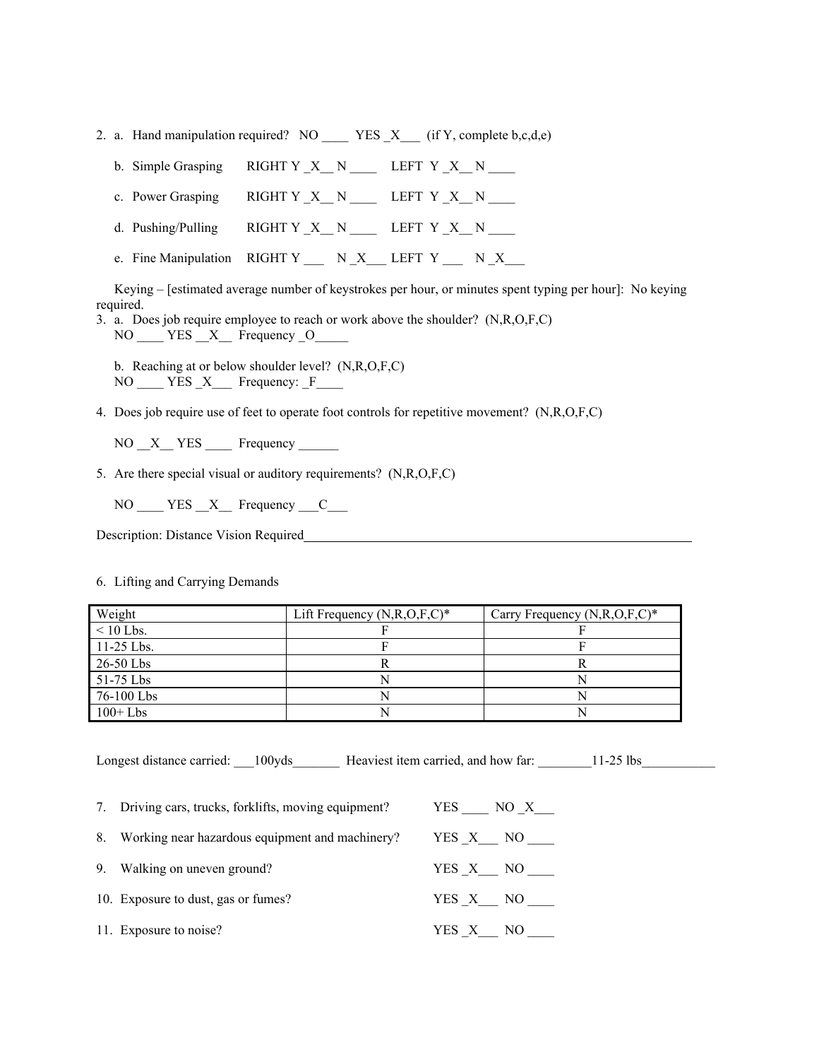2. a. Hand manipulation required? NO ____ YES _X___ (if Y, complete b,c,d,e)

   b. Simple Grasping RIGHT Y _X__ N ____ LEFT Y _X__ N ____

   c. Power Grasping RIGHT Y _X__ N ____ LEFT Y _X__ N ____

   d. Pushing/Pulling RIGHT Y _X__ N ____ LEFT Y _X__ N ____

   e. Fine Manipulation RIGHT Y ___ N _X___ LEFT Y ___ N _X___

   Keying – [estimated average number of keystrokes per hour, or minutes spent typing per hour]: No keying required.

3. a. Does job require employee to reach or work above the shoulder? (N,R,O,F,C)
   NO ____ YES __X__ Frequency _O_____

   b. Reaching at or below shoulder level? (N,R,O,F,C)
   NO ____ YES _X___ Frequency: _F____

4. Does job require use of feet to operate foot controls for repetitive movement? (N,R,O,F,C)

   NO __X__ YES ____ Frequency ______

5. Are there special visual or auditory requirements? (N,R,O,F,C)

   NO ____ YES __X__ Frequency ___C___

Description: Distance Vision Required

6. Lifting and Carrying Demands

| Weight | Lift Frequency (N,R,O,F,C)* | Carry Frequency (N,R,O,F,C)* |
|---|---|---|
| < 10 Lbs. | F | F |
| 11-25 Lbs. | F | F |
| 26-50 Lbs | R | R |
| 51-75 Lbs | N | N |
| 76-100 Lbs | N | N |
| 100+ Lbs | N | N |

Longest distance carried: ___100yds_______ Heaviest item carried, and how far: ________11-25 lbs___________

7. Driving cars, trucks, forklifts, moving equipment? YES ____ NO _X___

8. Working near hazardous equipment and machinery? YES _X___ NO ____

9. Walking on uneven ground? YES _X___ NO ____

10. Exposure to dust, gas or fumes? YES _X___ NO ____

11. Exposure to noise? YES _X___ NO ____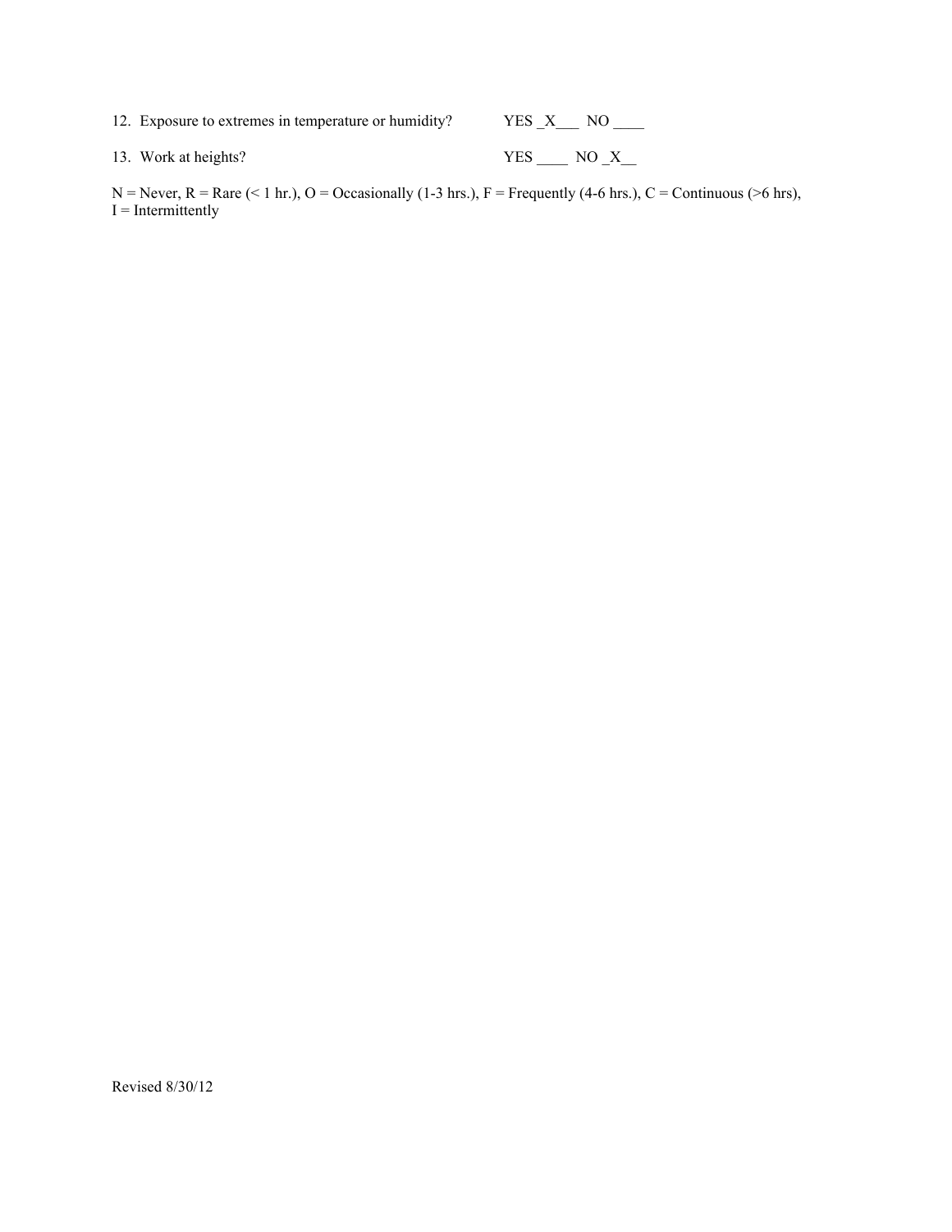12. Exposure to extremes in temperature or humidity? YES _X___ NO ____

13. Work at heights? YES ____ NO _X__

N = Never, R = Rare (< 1 hr.), O = Occasionally (1-3 hrs.), F = Frequently (4-6 hrs.), C = Continuous (>6 hrs), I = Intermittently

Revised 8/30/12